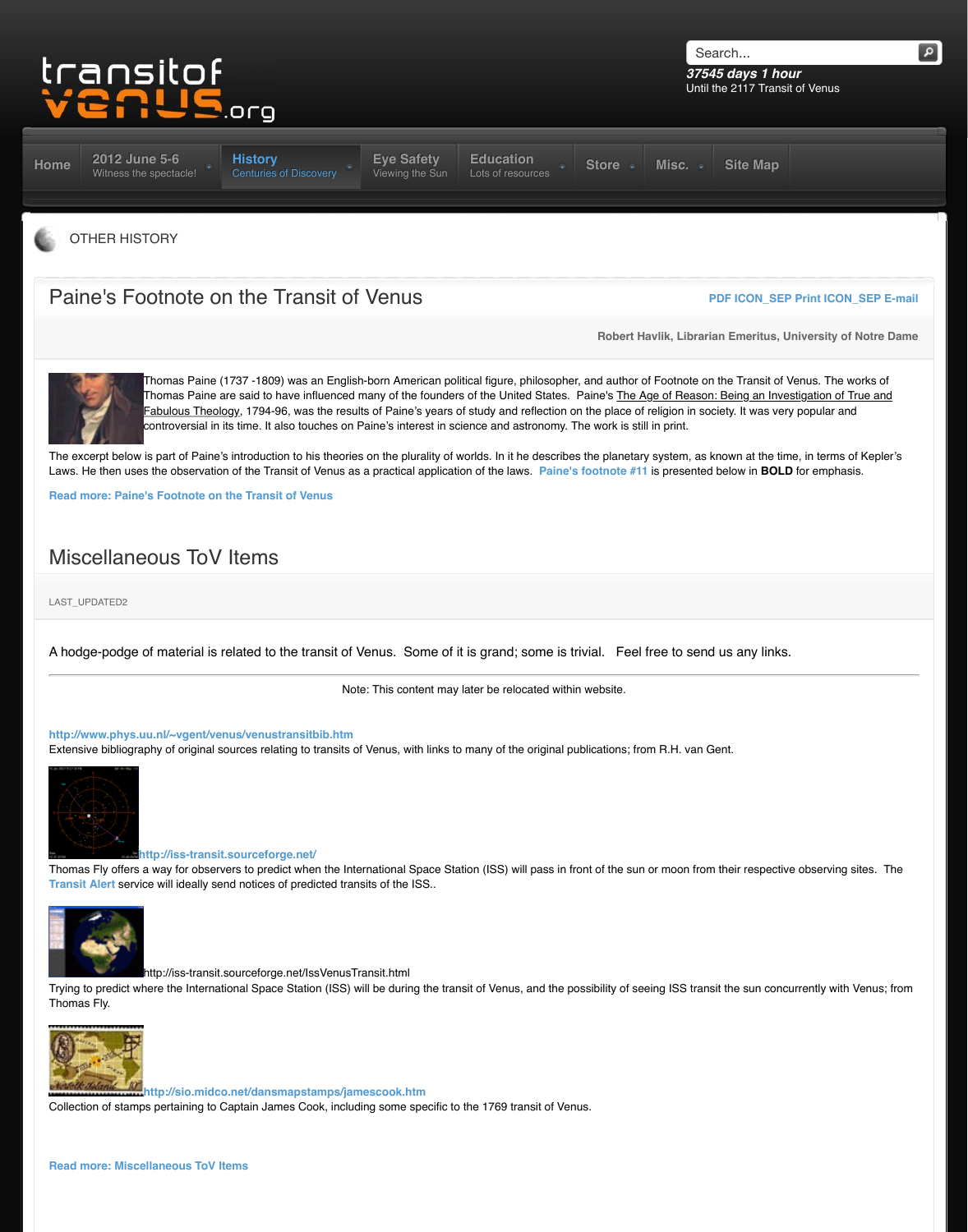transitof venus.org

37545 days 1 hour
Until the 2117 Transit of Venus

Home | 2012 June 5-6 Witness the spectacle! | History Centuries of Discovery | Eye Safety Viewing the Sun | Education Lots of resources | Store | Misc. | Site Map

OTHER HISTORY

## Paine's Footnote on the Transit of Venus

PDF ICON_SEP Print ICON_SEP E-mail

**Robert Havlik, Librarian Emeritus, University of Notre Dame**

Thomas Paine (1737 -1809) was an English-born American political figure, philosopher, and author of Footnote on the Transit of Venus. The works of Thomas Paine are said to have influenced many of the founders of the United States. Paine's The Age of Reason: Being an Investigation of True and Fabulous Theology, 1794-96, was the results of Paine's years of study and reflection on the place of religion in society. It was very popular and controversial in its time. It also touches on Paine's interest in science and astronomy. The work is still in print.

The excerpt below is part of Paine's introduction to his theories on the plurality of worlds. In it he describes the planetary system, as known at the time, in terms of Kepler's Laws. He then uses the observation of the Transit of Venus as a practical application of the laws. Paine's footnote #11 is presented below in **BOLD** for emphasis.

Read more: Paine's Footnote on the Transit of Venus

## Miscellaneous ToV Items

LAST_UPDATED2

A hodge-podge of material is related to the transit of Venus. Some of it is grand; some is trivial. Feel free to send us any links.

---

Note: This content may later be relocated within website.

http://www.phys.uu.nl/~vgent/venus/venustransitbib.htm
Extensive bibliography of original sources relating to transits of Venus, with links to many of the original publications; from R.H. van Gent.

http://iss-transit.sourceforge.net/
Thomas Fly offers a way for observers to predict when the International Space Station (ISS) will pass in front of the sun or moon from their respective observing sites. The Transit Alert service will ideally send notices of predicted transits of the ISS..

http://iss-transit.sourceforge.net/IssVenusTransit.html
Trying to predict where the International Space Station (ISS) will be during the transit of Venus, and the possibility of seeing ISS transit the sun concurrently with Venus; from Thomas Fly.

http://sio.midco.net/dansmapstamps/jamescook.htm
Collection of stamps pertaining to Captain James Cook, including some specific to the 1769 transit of Venus.

Read more: Miscellaneous ToV Items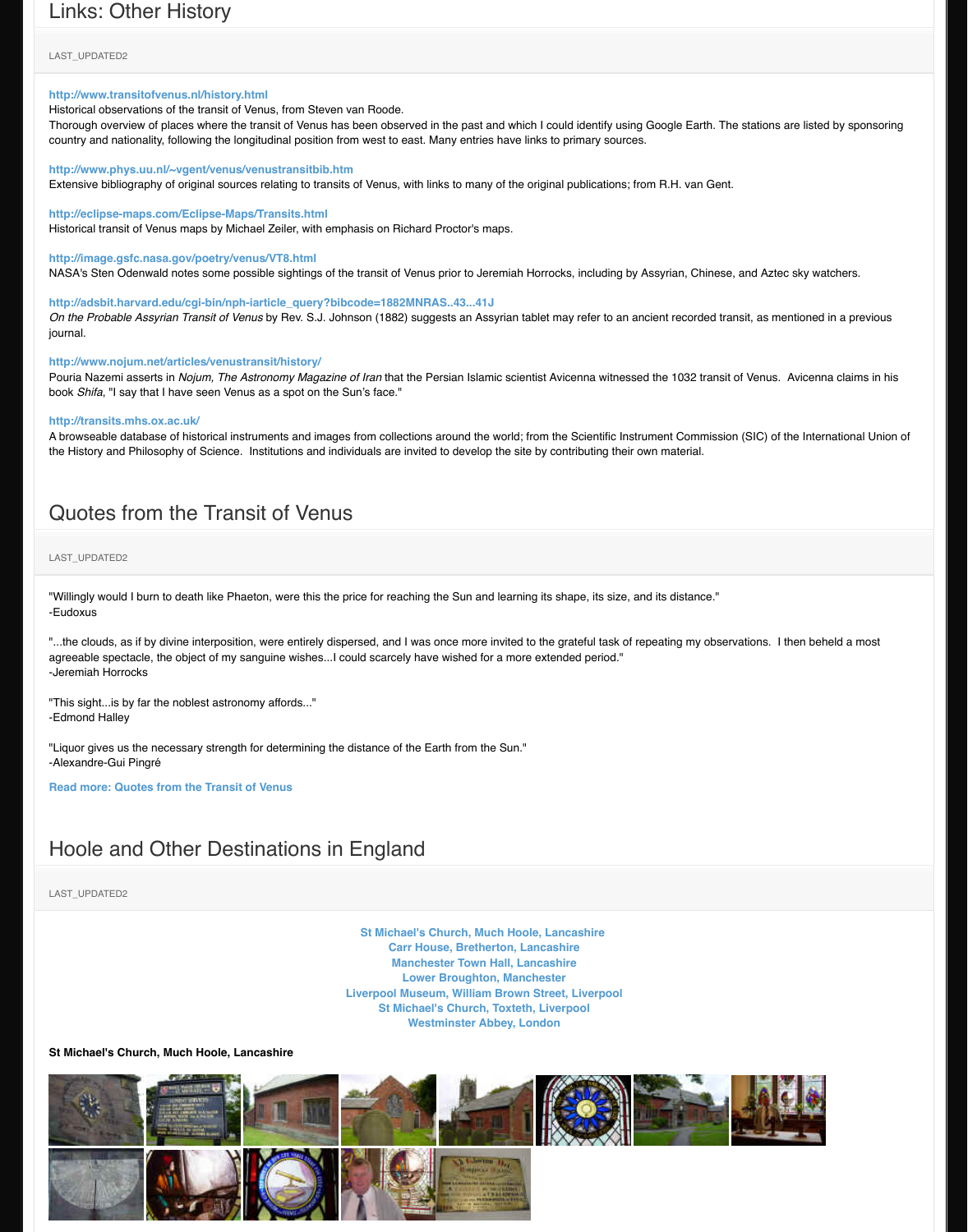## Links: Other History

LAST_UPDATED2

**http://www.transitofvenus.nl/history.html**
Historical observations of the transit of Venus, from Steven van Roode.
Thorough overview of places where the transit of Venus has been observed in the past and which I could identify using Google Earth. The stations are listed by sponsoring country and nationality, following the longitudinal position from west to east. Many entries have links to primary sources.

**http://www.phys.uu.nl/~vgent/venus/venustransitbib.htm**
Extensive bibliography of original sources relating to transits of Venus, with links to many of the original publications; from R.H. van Gent.

**http://eclipse-maps.com/Eclipse-Maps/Transits.html**
Historical transit of Venus maps by Michael Zeiler, with emphasis on Richard Proctor's maps.

**http://image.gsfc.nasa.gov/poetry/venus/VT8.html**
NASA's Sten Odenwald notes some possible sightings of the transit of Venus prior to Jeremiah Horrocks, including by Assyrian, Chinese, and Aztec sky watchers.

**http://adsbit.harvard.edu/cgi-bin/nph-iarticle_query?bibcode=1882MNRAS..43...41J**
*On the Probable Assyrian Transit of Venus* by Rev. S.J. Johnson (1882) suggests an Assyrian tablet may refer to an ancient recorded transit, as mentioned in a previous journal.

**http://www.nojum.net/articles/venustransit/history/**
Pouria Nazemi asserts in *Nojum, The Astronomy Magazine of Iran* that the Persian Islamic scientist Avicenna witnessed the 1032 transit of Venus. Avicenna claims in his book *Shifa*, "I say that I have seen Venus as a spot on the Sun's face."

**http://transits.mhs.ox.ac.uk/**
A browseable database of historical instruments and images from collections around the world; from the Scientific Instrument Commission (SIC) of the International Union of the History and Philosophy of Science. Institutions and individuals are invited to develop the site by contributing their own material.

## Quotes from the Transit of Venus

LAST_UPDATED2

"Willingly would I burn to death like Phaeton, were this the price for reaching the Sun and learning its shape, its size, and its distance."
-Eudoxus

"...the clouds, as if by divine interposition, were entirely dispersed, and I was once more invited to the grateful task of repeating my observations. I then beheld a most agreeable spectacle, the object of my sanguine wishes...I could scarcely have wished for a more extended period."
-Jeremiah Horrocks

"This sight...is by far the noblest astronomy affords..."
-Edmond Halley

"Liquor gives us the necessary strength for determining the distance of the Earth from the Sun."
-Alexandre-Gui Pingré

**Read more: Quotes from the Transit of Venus**

## Hoole and Other Destinations in England

LAST_UPDATED2

**St Michael's Church, Much Hoole, Lancashire**
**Carr House, Bretherton, Lancashire**
**Manchester Town Hall, Lancashire**
**Lower Broughton, Manchester**
**Liverpool Museum, William Brown Street, Liverpool**
**St Michael's Church, Toxteth, Liverpool**
**Westminster Abbey, London**

**St Michael's Church, Much Hoole, Lancashire**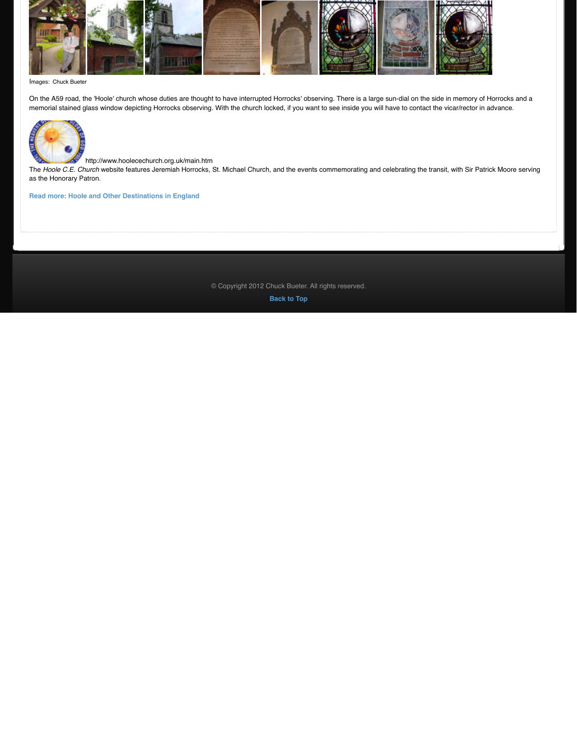Images: Chuck Bueter

On the A59 road, the 'Hoole' church whose duties are thought to have interrupted Horrocks' observing. There is a large sun-dial on the side in memory of Horrocks and a memorial stained glass window depicting Horrocks observing. With the church locked, if you want to see inside you will have to contact the vicar/rector in advance.

http://www.hoolecechurch.org.uk/main.htm

The *Hoole C.E. Church* website features Jeremiah Horrocks, St. Michael Church, and the events commemorating and celebrating the transit, with Sir Patrick Moore serving as the Honorary Patron.

**Read more: Hoole and Other Destinations in England**

© Copyright 2012 Chuck Bueter. All rights reserved.

**Back to Top**